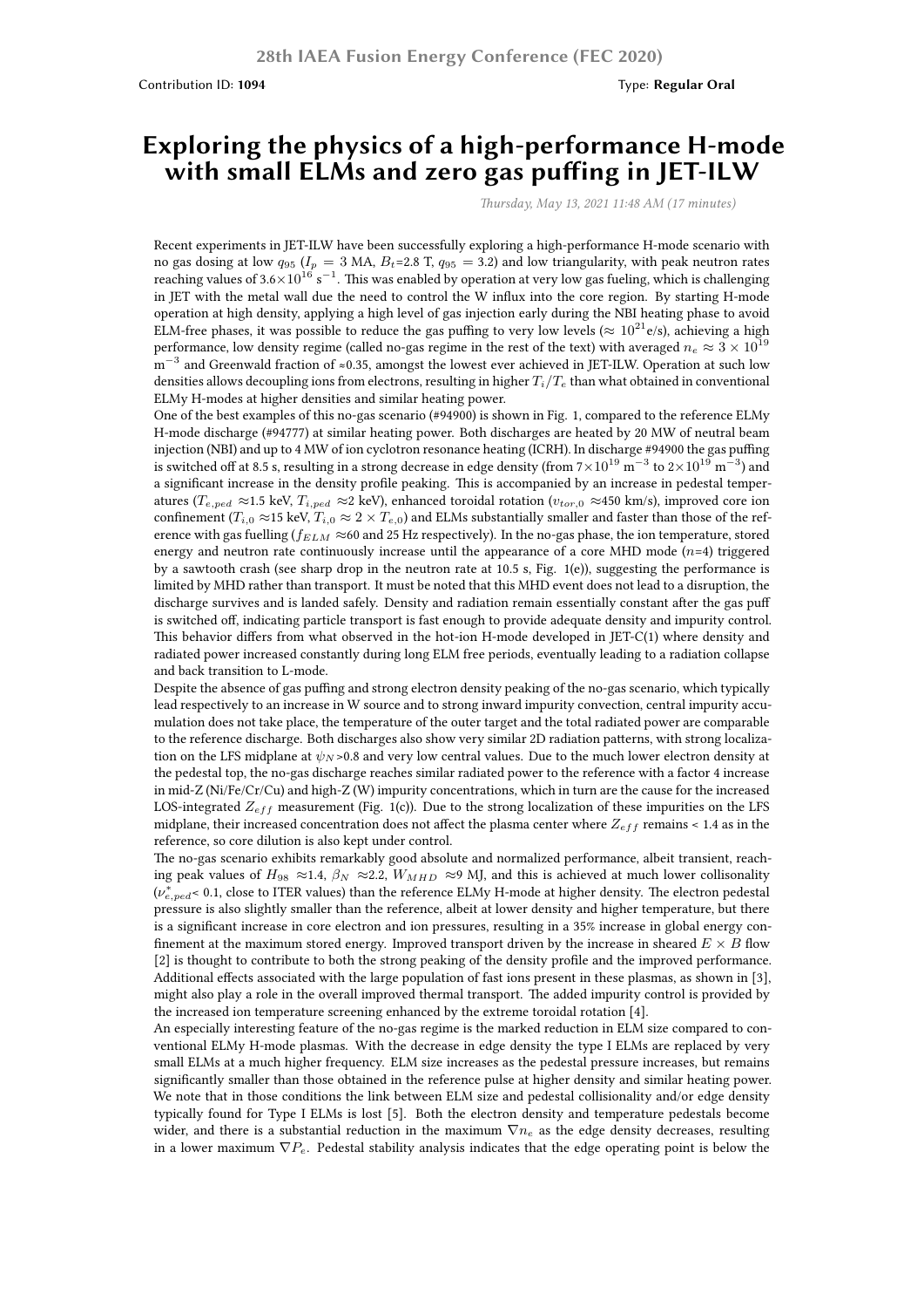28th IAEA Fusion Energy Conference (FEC 2020)

Contribution ID: **1094** Type: **Regular Oral**

# Exploring the physics of a high-performance H-mode with small ELMs and zero gas puffing in JET-ILW

*Thursday, May 13, 2021 11:48 AM (17 minutes)*

Recent experiments in JET-ILW have been successfully exploring a high-performance H-mode scenario with no gas dosing at low $q_{95}$ ($I_p$ = 3 MA, $B_t$=2.8 T, $q_{95}$ = 3.2) and low triangularity, with peak neutron rates reaching values of 3.6$\times 10^{16}$ s$^{-1}$. This was enabled by operation at very low gas fueling, which is challenging in JET with the metal wall due the need to control the W influx into the core region. By starting H-mode operation at high density, applying a high level of gas injection early during the NBI heating phase to avoid ELM-free phases, it was possible to reduce the gas puffing to very low levels ($\approx 10^{21}$e/s), achieving a high performance, low density regime (called no-gas regime in the rest of the text) with averaged $n_e \approx 3 \times 10^{19}$ m$^{-3}$ and Greenwald fraction of ≈0.35, amongst the lowest ever achieved in JET-ILW. Operation at such low densities allows decoupling ions from electrons, resulting in higher $T_i/T_e$ than what obtained in conventional ELMy H-modes at higher densities and similar heating power.

One of the best examples of this no-gas scenario (#94900) is shown in Fig. 1, compared to the reference ELMy H-mode discharge (#94777) at similar heating power. Both discharges are heated by 20 MW of neutral beam injection (NBI) and up to 4 MW of ion cyclotron resonance heating (ICRH). In discharge #94900 the gas puffing is switched off at 8.5 s, resulting in a strong decrease in edge density (from 7$\times 10^{19}$ m$^{-3}$ to 2$\times 10^{19}$ m$^{-3}$) and a significant increase in the density profile peaking. This is accompanied by an increase in pedestal temperatures ($T_{e,ped}$ ≈1.5 keV, $T_{i,ped}$ ≈2 keV), enhanced toroidal rotation ($v_{tor,0}$ ≈450 km/s), improved core ion confinement ($T_{i,0}$ ≈15 keV, $T_{i,0} \approx 2 \times T_{e,0}$) and ELMs substantially smaller and faster than those of the reference with gas fuelling ($f_{ELM}$ ≈60 and 25 Hz respectively). In the no-gas phase, the ion temperature, stored energy and neutron rate continuously increase until the appearance of a core MHD mode ($n$=4) triggered by a sawtooth crash (see sharp drop in the neutron rate at 10.5 s, Fig. 1(e)), suggesting the performance is limited by MHD rather than transport. It must be noted that this MHD event does not lead to a disruption, the discharge survives and is landed safely. Density and radiation remain essentially constant after the gas puff is switched off, indicating particle transport is fast enough to provide adequate density and impurity control. This behavior differs from what observed in the hot-ion H-mode developed in JET-C(1) where density and radiated power increased constantly during long ELM free periods, eventually leading to a radiation collapse and back transition to L-mode.

Despite the absence of gas puffing and strong electron density peaking of the no-gas scenario, which typically lead respectively to an increase in W source and to strong inward impurity convection, central impurity accumulation does not take place, the temperature of the outer target and the total radiated power are comparable to the reference discharge. Both discharges also show very similar 2D radiation patterns, with strong localization on the LFS midplane at $\psi_N$>0.8 and very low central values. Due to the much lower electron density at the pedestal top, the no-gas discharge reaches similar radiated power to the reference with a factor 4 increase in mid-Z (Ni/Fe/Cr/Cu) and high-Z (W) impurity concentrations, which in turn are the cause for the increased LOS-integrated $Z_{eff}$ measurement (Fig. 1(c)). Due to the strong localization of these impurities on the LFS midplane, their increased concentration does not affect the plasma center where $Z_{eff}$ remains < 1.4 as in the reference, so core dilution is also kept under control.

The no-gas scenario exhibits remarkably good absolute and normalized performance, albeit transient, reaching peak values of $H_{98}$ ≈1.4, $\beta_N$ ≈2.2, $W_{MHD}$ ≈9 MJ, and this is achieved at much lower collisonality ($\nu^*_{e,ped}$< 0.1, close to ITER values) than the reference ELMy H-mode at higher density. The electron pedestal pressure is also slightly smaller than the reference, albeit at lower density and higher temperature, but there is a significant increase in core electron and ion pressures, resulting in a 35% increase in global energy confinement at the maximum stored energy. Improved transport driven by the increase in sheared $E \times B$ flow [2] is thought to contribute to both the strong peaking of the density profile and the improved performance. Additional effects associated with the large population of fast ions present in these plasmas, as shown in [3], might also play a role in the overall improved thermal transport. The added impurity control is provided by the increased ion temperature screening enhanced by the extreme toroidal rotation [4].

An especially interesting feature of the no-gas regime is the marked reduction in ELM size compared to conventional ELMy H-mode plasmas. With the decrease in edge density the type I ELMs are replaced by very small ELMs at a much higher frequency. ELM size increases as the pedestal pressure increases, but remains significantly smaller than those obtained in the reference pulse at higher density and similar heating power. We note that in those conditions the link between ELM size and pedestal collisionality and/or edge density typically found for Type I ELMs is lost [5]. Both the electron density and temperature pedestals become wider, and there is a substantial reduction in the maximum $\nabla n_e$ as the edge density decreases, resulting in a lower maximum $\nabla P_e$. Pedestal stability analysis indicates that the edge operating point is below the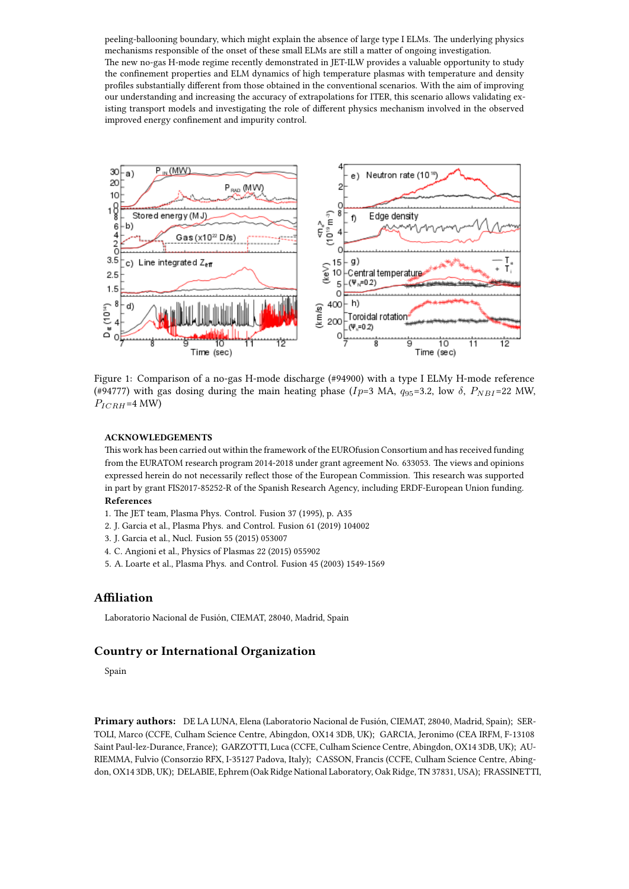peeling-ballooning boundary, which might explain the absence of large type I ELMs. The underlying physics mechanisms responsible of the onset of these small ELMs are still a matter of ongoing investigation.
The new no-gas H-mode regime recently demonstrated in JET-ILW provides a valuable opportunity to study the confinement properties and ELM dynamics of high temperature plasmas with temperature and density profiles substantially different from those obtained in the conventional scenarios. With the aim of improving our understanding and increasing the accuracy of extrapolations for ITER, this scenario allows validating existing transport models and investigating the role of different physics mechanism involved in the observed improved energy confinement and impurity control.

Figure 1: Comparison of a no-gas H-mode discharge (#94900) with a type I ELMy H-mode reference (#94777) with gas dosing during the main heating phase ($Ip$=3 MA, $q_{95}$=3.2, low $\delta$, $P_{NBI}$=22 MW, $P_{ICRH}$=4 MW)

**ACKNOWLEDGEMENTS**

This work has been carried out within the framework of the EUROfusion Consortium and has received funding from the EURATOM research program 2014-2018 under grant agreement No. 633053. The views and opinions expressed herein do not necessarily reflect those of the European Commission. This research was supported in part by grant FIS2017-85252-R of the Spanish Research Agency, including ERDF-European Union funding.

**References**

1. The JET team, Plasma Phys. Control. Fusion 37 (1995), p. A35
2. J. Garcia et al., Plasma Phys. and Control. Fusion 61 (2019) 104002
3. J. Garcia et al., Nucl. Fusion 55 (2015) 053007
4. C. Angioni et al., Physics of Plasmas 22 (2015) 055902
5. A. Loarte et al., Plasma Phys. and Control. Fusion 45 (2003) 1549-1569

## Affiliation

Laboratorio Nacional de Fusión, CIEMAT, 28040, Madrid, Spain

## Country or International Organization

Spain

**Primary authors:** DE LA LUNA, Elena (Laboratorio Nacional de Fusión, CIEMAT, 28040, Madrid, Spain); SERTOLI, Marco (CCFE, Culham Science Centre, Abingdon, OX14 3DB, UK); GARCIA, Jeronimo (CEA IRFM, F-13108 Saint Paul-lez-Durance, France); GARZOTTI, Luca (CCFE, Culham Science Centre, Abingdon, OX14 3DB, UK); AURIEMMA, Fulvio (Consorzio RFX, I-35127 Padova, Italy); CASSON, Francis (CCFE, Culham Science Centre, Abingdon, OX14 3DB, UK); DELABIE, Ephrem (Oak Ridge National Laboratory, Oak Ridge, TN 37831, USA); FRASSINETTI,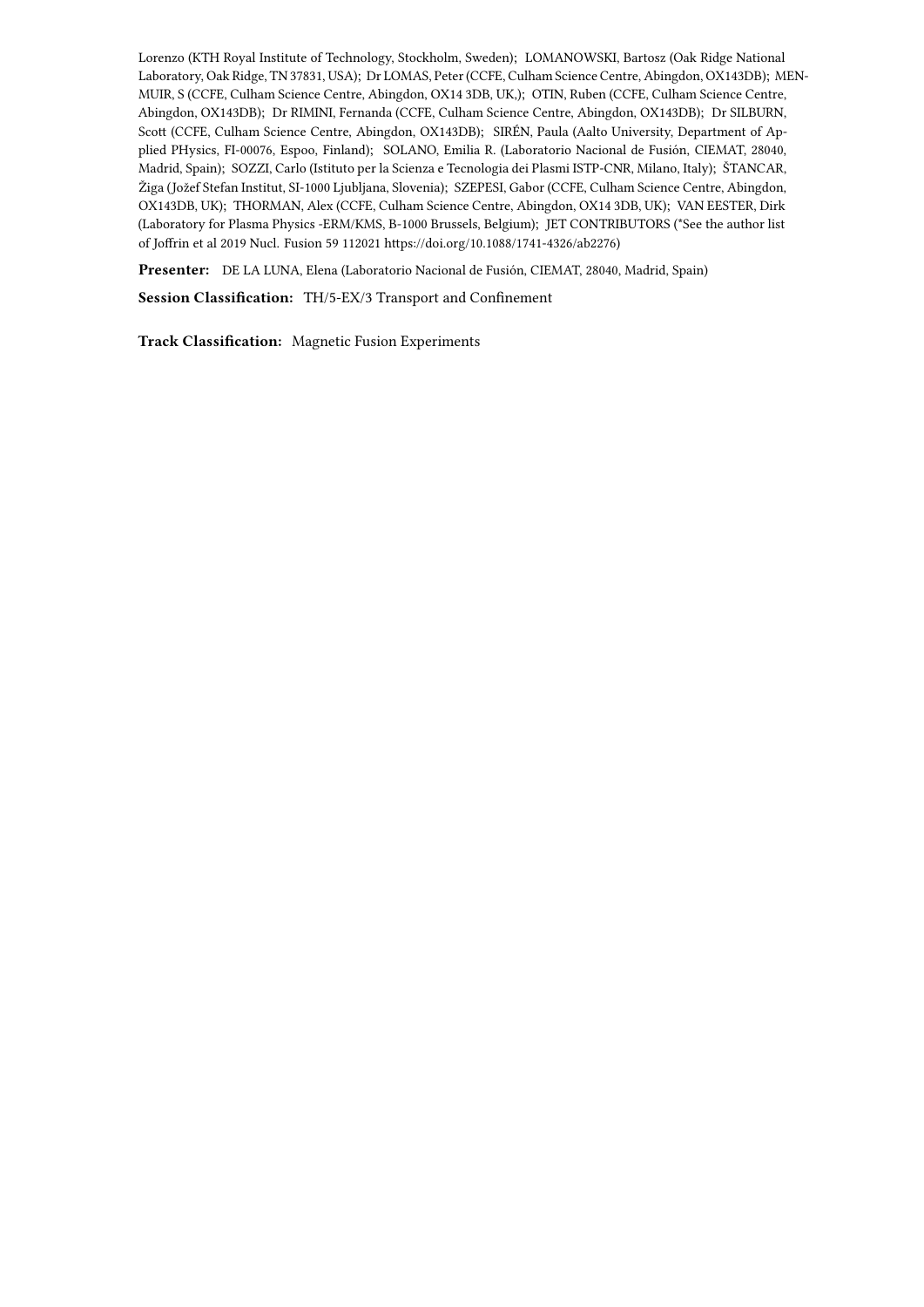Lorenzo (KTH Royal Institute of Technology, Stockholm, Sweden); LOMANOWSKI, Bartosz (Oak Ridge National Laboratory, Oak Ridge, TN 37831, USA); Dr LOMAS, Peter (CCFE, Culham Science Centre, Abingdon, OX143DB); MENMUIR, S (CCFE, Culham Science Centre, Abingdon, OX14 3DB, UK,); OTIN, Ruben (CCFE, Culham Science Centre, Abingdon, OX143DB); Dr RIMINI, Fernanda (CCFE, Culham Science Centre, Abingdon, OX143DB); Dr SILBURN, Scott (CCFE, Culham Science Centre, Abingdon, OX143DB); SIRÉN, Paula (Aalto University, Department of Applied PHysics, FI-00076, Espoo, Finland); SOLANO, Emilia R. (Laboratorio Nacional de Fusión, CIEMAT, 28040, Madrid, Spain); SOZZI, Carlo (Istituto per la Scienza e Tecnologia dei Plasmi ISTP-CNR, Milano, Italy); ŠTANCAR, Žiga (Jožef Stefan Institut, SI-1000 Ljubljana, Slovenia); SZEPESI, Gabor (CCFE, Culham Science Centre, Abingdon, OX143DB, UK); THORMAN, Alex (CCFE, Culham Science Centre, Abingdon, OX14 3DB, UK); VAN EESTER, Dirk (Laboratory for Plasma Physics -ERM/KMS, B-1000 Brussels, Belgium); JET CONTRIBUTORS (*See the author list of Joffrin et al 2019 Nucl. Fusion 59 112021 https://doi.org/10.1088/1741-4326/ab2276)

**Presenter:** DE LA LUNA, Elena (Laboratorio Nacional de Fusión, CIEMAT, 28040, Madrid, Spain)

**Session Classification:** TH/5-EX/3 Transport and Confinement

**Track Classification:** Magnetic Fusion Experiments